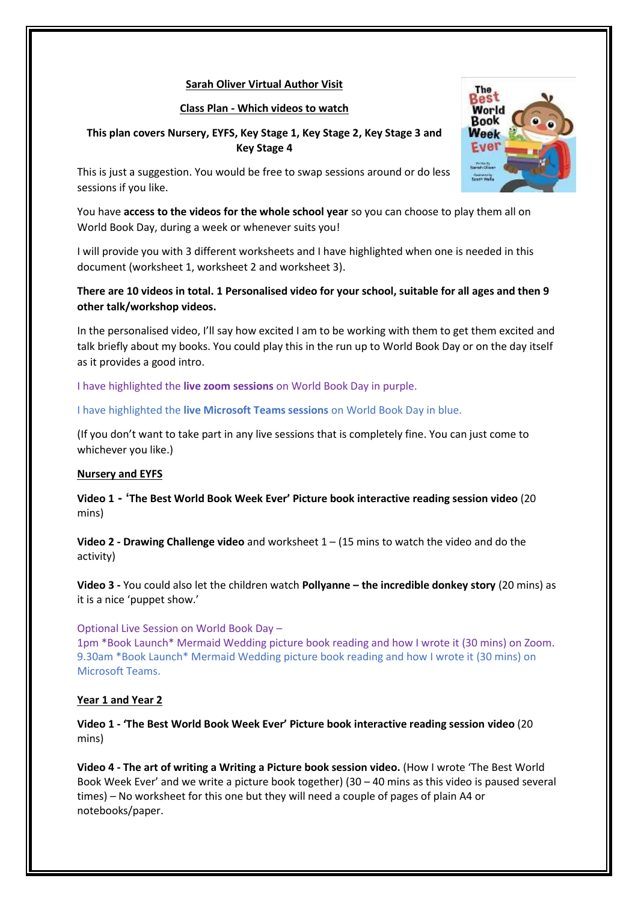**Sarah Oliver Virtual Author Visit**

**Class Plan - Which videos to watch**

**This plan covers Nursery, EYFS, Key Stage 1, Key Stage 2, Key Stage 3 and Key Stage 4**

This is just a suggestion. You would be free to swap sessions around or do less sessions if you like.

You have **access to the videos for the whole school year** so you can choose to play them all on World Book Day, during a week or whenever suits you!

I will provide you with 3 different worksheets and I have highlighted when one is needed in this document (worksheet 1, worksheet 2 and worksheet 3).

**There are 10 videos in total. 1 Personalised video for your school, suitable for all ages and then 9 other talk/workshop videos.**

In the personalised video, I'll say how excited I am to be working with them to get them excited and talk briefly about my books. You could play this in the run up to World Book Day or on the day itself as it provides a good intro.

I have highlighted the **live zoom sessions** on World Book Day in purple.

I have highlighted the **live Microsoft Teams sessions** on World Book Day in blue.

(If you don't want to take part in any live sessions that is completely fine. You can just come to whichever you like.)

**Nursery and EYFS**

**Video 1 - 'The Best World Book Week Ever' Picture book interactive reading session video** (20 mins)

**Video 2 - Drawing Challenge video** and worksheet 1 – (15 mins to watch the video and do the activity)

**Video 3 -** You could also let the children watch **Pollyanne – the incredible donkey story** (20 mins) as it is a nice 'puppet show.'

Optional Live Session on World Book Day –
1pm *Book Launch* Mermaid Wedding picture book reading and how I wrote it (30 mins) on Zoom.
9.30am *Book Launch* Mermaid Wedding picture book reading and how I wrote it (30 mins) on Microsoft Teams.

**Year 1 and Year 2**

**Video 1 - 'The Best World Book Week Ever' Picture book interactive reading session video** (20 mins)

**Video 4 - The art of writing a Writing a Picture book session video.** (How I wrote 'The Best World Book Week Ever' and we write a picture book together) (30 – 40 mins as this video is paused several times) – No worksheet for this one but they will need a couple of pages of plain A4 or notebooks/paper.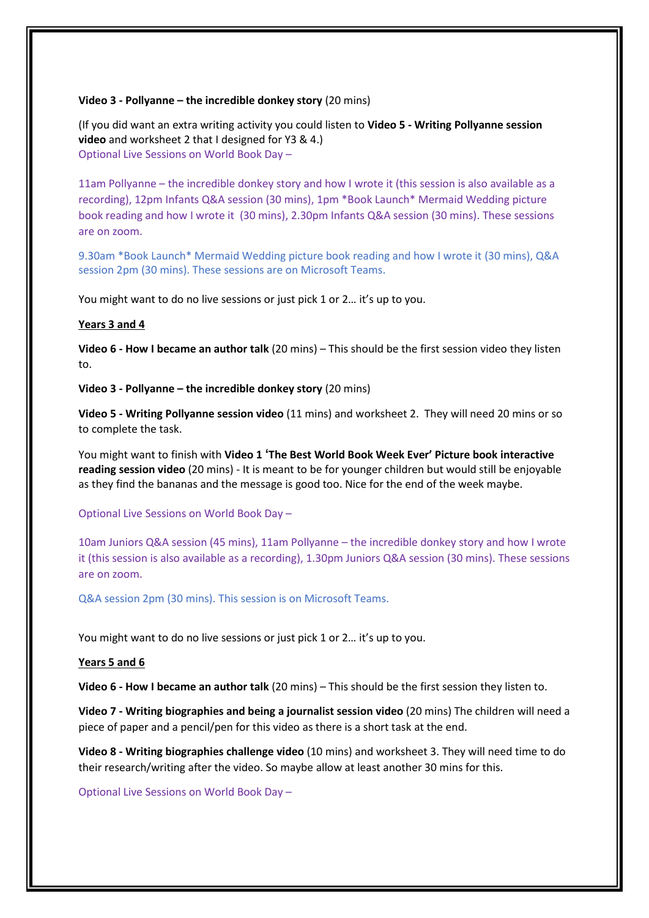**Video 3 - Pollyanne – the incredible donkey story** (20 mins)

(If you did want an extra writing activity you could listen to **Video 5 - Writing Pollyanne session video** and worksheet 2 that I designed for Y3 & 4.)

Optional Live Sessions on World Book Day –

11am Pollyanne – the incredible donkey story and how I wrote it (this session is also available as a recording), 12pm Infants Q&A session (30 mins), 1pm *Book Launch* Mermaid Wedding picture book reading and how I wrote it (30 mins), 2.30pm Infants Q&A session (30 mins). These sessions are on zoom.

9.30am *Book Launch* Mermaid Wedding picture book reading and how I wrote it (30 mins), Q&A session 2pm (30 mins). These sessions are on Microsoft Teams.

You might want to do no live sessions or just pick 1 or 2… it's up to you.

**Years 3 and 4**

**Video 6 - How I became an author talk** (20 mins) – This should be the first session video they listen to.

**Video 3 - Pollyanne – the incredible donkey story** (20 mins)

**Video 5 - Writing Pollyanne session video** (11 mins) and worksheet 2. They will need 20 mins or so to complete the task.

You might want to finish with **Video 1 'The Best World Book Week Ever' Picture book interactive reading session video** (20 mins) - It is meant to be for younger children but would still be enjoyable as they find the bananas and the message is good too. Nice for the end of the week maybe.

Optional Live Sessions on World Book Day –

10am Juniors Q&A session (45 mins), 11am Pollyanne – the incredible donkey story and how I wrote it (this session is also available as a recording), 1.30pm Juniors Q&A session (30 mins). These sessions are on zoom.

Q&A session 2pm (30 mins). This session is on Microsoft Teams.

You might want to do no live sessions or just pick 1 or 2… it's up to you.

**Years 5 and 6**

**Video 6 - How I became an author talk** (20 mins) – This should be the first session they listen to.

**Video 7 - Writing biographies and being a journalist session video** (20 mins) The children will need a piece of paper and a pencil/pen for this video as there is a short task at the end.

**Video 8 - Writing biographies challenge video** (10 mins) and worksheet 3. They will need time to do their research/writing after the video. So maybe allow at least another 30 mins for this.

Optional Live Sessions on World Book Day –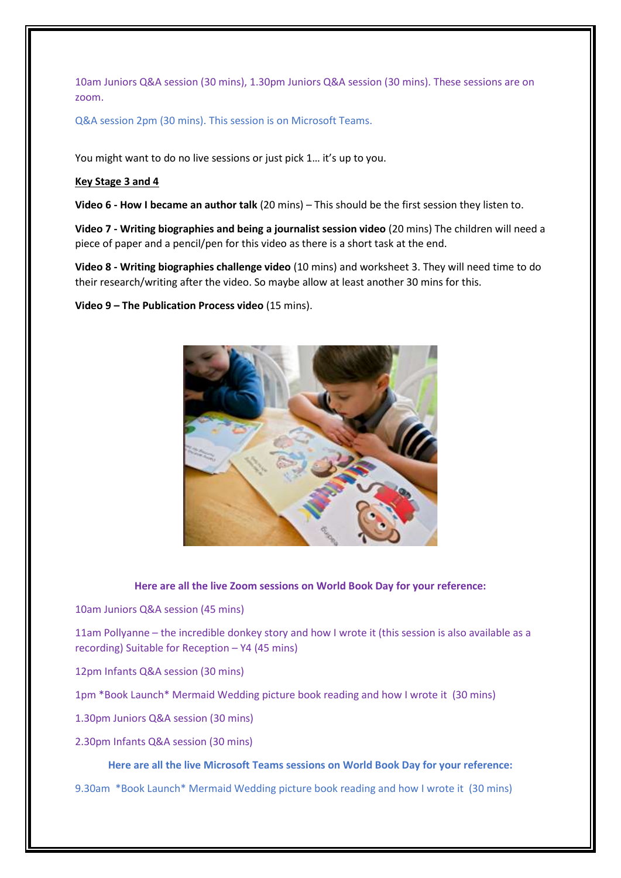10am Juniors Q&A session (30 mins), 1.30pm Juniors Q&A session (30 mins). These sessions are on zoom.

Q&A session 2pm (30 mins). This session is on Microsoft Teams.

You might want to do no live sessions or just pick 1… it's up to you.

**Key Stage 3 and 4**

**Video 6 - How I became an author talk** (20 mins) – This should be the first session they listen to.

**Video 7 - Writing biographies and being a journalist session video** (20 mins) The children will need a piece of paper and a pencil/pen for this video as there is a short task at the end.

**Video 8 - Writing biographies challenge video** (10 mins) and worksheet 3. They will need time to do their research/writing after the video. So maybe allow at least another 30 mins for this.

**Video 9 – The Publication Process video** (15 mins).

**Here are all the live Zoom sessions on World Book Day for your reference:**

10am Juniors Q&A session (45 mins)

11am Pollyanne – the incredible donkey story and how I wrote it (this session is also available as a recording) Suitable for Reception – Y4 (45 mins)

12pm Infants Q&A session (30 mins)

1pm *Book Launch* Mermaid Wedding picture book reading and how I wrote it (30 mins)

1.30pm Juniors Q&A session (30 mins)

2.30pm Infants Q&A session (30 mins)

**Here are all the live Microsoft Teams sessions on World Book Day for your reference:**

9.30am *Book Launch* Mermaid Wedding picture book reading and how I wrote it (30 mins)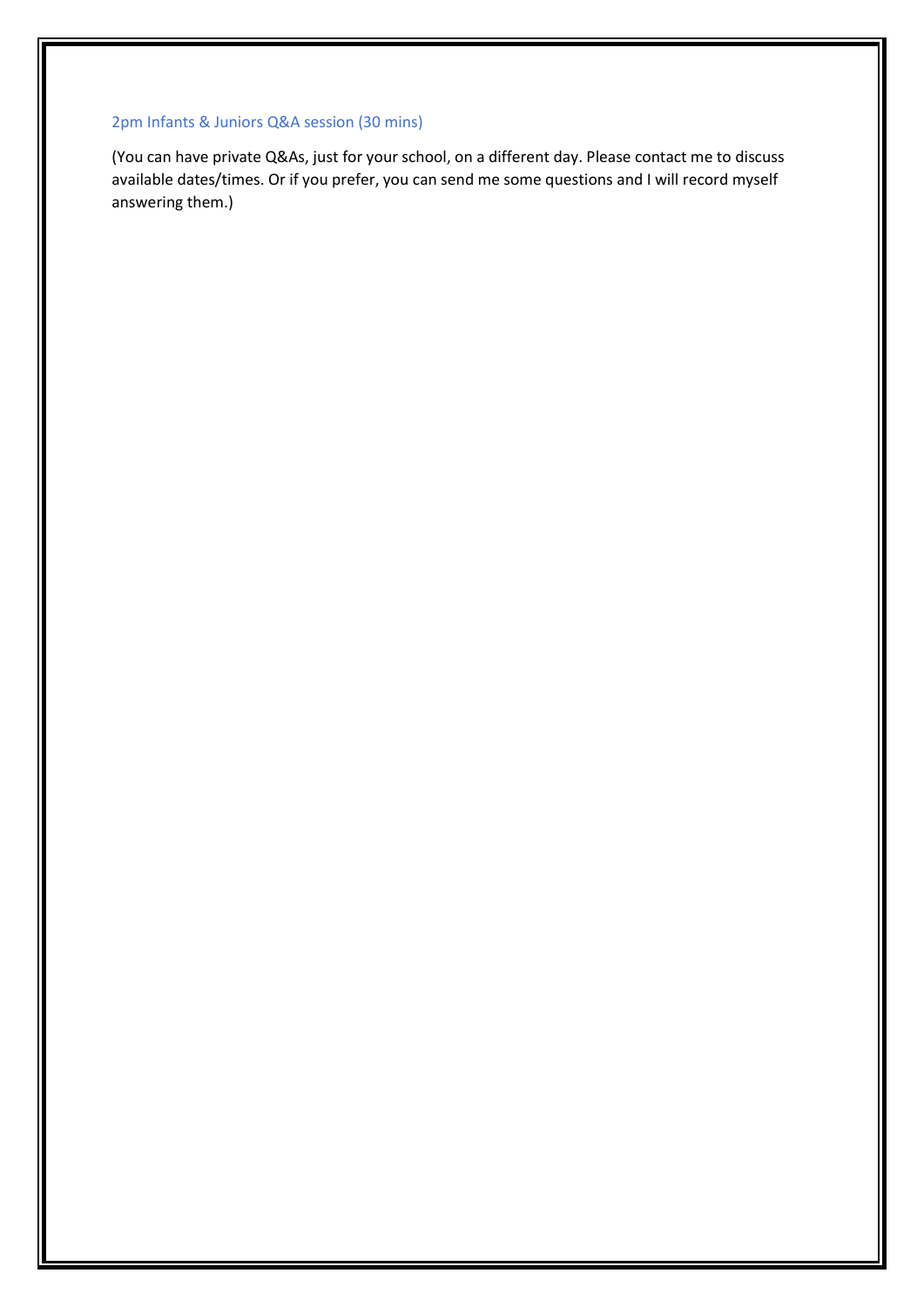### 2pm Infants & Juniors Q&A session (30 mins)

(You can have private Q&As, just for your school, on a different day. Please contact me to discuss available dates/times. Or if you prefer, you can send me some questions and I will record myself answering them.)